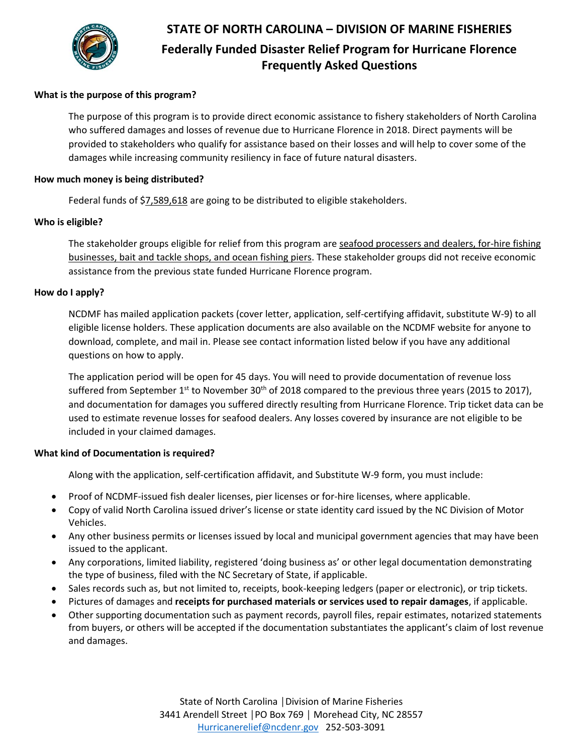# STATE OF NORTH CAROLINA – DIVISION OF MARINE FISHERIES

## Federally Funded Disaster Relief Program for Hurricane Florence Frequently Asked Questions

**What is the purpose of this program?**

The purpose of this program is to provide direct economic assistance to fishery stakeholders of North Carolina who suffered damages and losses of revenue due to Hurricane Florence in 2018. Direct payments will be provided to stakeholders who qualify for assistance based on their losses and will help to cover some of the damages while increasing community resiliency in face of future natural disasters.

**How much money is being distributed?**

Federal funds of $7,589,618 are going to be distributed to eligible stakeholders.

**Who is eligible?**

The stakeholder groups eligible for relief from this program are seafood processers and dealers, for-hire fishing businesses, bait and tackle shops, and ocean fishing piers. These stakeholder groups did not receive economic assistance from the previous state funded Hurricane Florence program.

**How do I apply?**

NCDMF has mailed application packets (cover letter, application, self-certifying affidavit, substitute W-9) to all eligible license holders. These application documents are also available on the NCDMF website for anyone to download, complete, and mail in. Please see contact information listed below if you have any additional questions on how to apply.

The application period will be open for 45 days. You will need to provide documentation of revenue loss suffered from September 1st to November 30th of 2018 compared to the previous three years (2015 to 2017), and documentation for damages you suffered directly resulting from Hurricane Florence. Trip ticket data can be used to estimate revenue losses for seafood dealers. Any losses covered by insurance are not eligible to be included in your claimed damages.

**What kind of Documentation is required?**

Along with the application, self-certification affidavit, and Substitute W-9 form, you must include:

- Proof of NCDMF-issued fish dealer licenses, pier licenses or for-hire licenses, where applicable.
- Copy of valid North Carolina issued driver's license or state identity card issued by the NC Division of Motor Vehicles.
- Any other business permits or licenses issued by local and municipal government agencies that may have been issued to the applicant.
- Any corporations, limited liability, registered 'doing business as' or other legal documentation demonstrating the type of business, filed with the NC Secretary of State, if applicable.
- Sales records such as, but not limited to, receipts, book-keeping ledgers (paper or electronic), or trip tickets.
- Pictures of damages and **receipts for purchased materials or services used to repair damages**, if applicable.
- Other supporting documentation such as payment records, payroll files, repair estimates, notarized statements from buyers, or others will be accepted if the documentation substantiates the applicant's claim of lost revenue and damages.

State of North Carolina | Division of Marine Fisheries
3441 Arendell Street | PO Box 769 | Morehead City, NC 28557
Hurricanerelief@ncdenr.gov 252-503-3091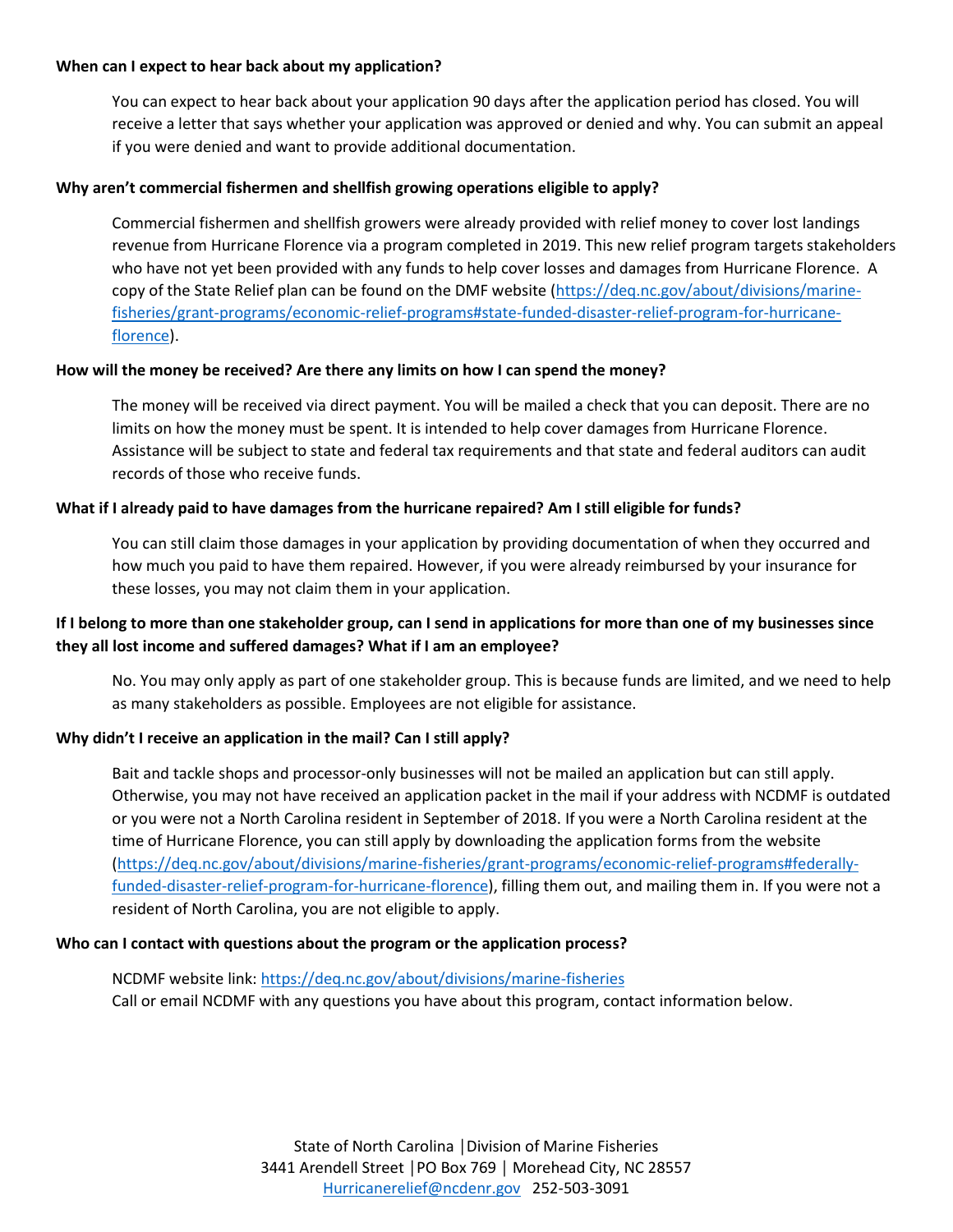**When can I expect to hear back about my application?**

You can expect to hear back about your application 90 days after the application period has closed. You will receive a letter that says whether your application was approved or denied and why. You can submit an appeal if you were denied and want to provide additional documentation.

**Why aren't commercial fishermen and shellfish growing operations eligible to apply?**

Commercial fishermen and shellfish growers were already provided with relief money to cover lost landings revenue from Hurricane Florence via a program completed in 2019. This new relief program targets stakeholders who have not yet been provided with any funds to help cover losses and damages from Hurricane Florence. A copy of the State Relief plan can be found on the DMF website (https://deq.nc.gov/about/divisions/marine-fisheries/grant-programs/economic-relief-programs#state-funded-disaster-relief-program-for-hurricane-florence).

**How will the money be received? Are there any limits on how I can spend the money?**

The money will be received via direct payment. You will be mailed a check that you can deposit. There are no limits on how the money must be spent. It is intended to help cover damages from Hurricane Florence. Assistance will be subject to state and federal tax requirements and that state and federal auditors can audit records of those who receive funds.

**What if I already paid to have damages from the hurricane repaired? Am I still eligible for funds?**

You can still claim those damages in your application by providing documentation of when they occurred and how much you paid to have them repaired. However, if you were already reimbursed by your insurance for these losses, you may not claim them in your application.

**If I belong to more than one stakeholder group, can I send in applications for more than one of my businesses since they all lost income and suffered damages? What if I am an employee?**

No. You may only apply as part of one stakeholder group. This is because funds are limited, and we need to help as many stakeholders as possible. Employees are not eligible for assistance.

**Why didn't I receive an application in the mail? Can I still apply?**

Bait and tackle shops and processor-only businesses will not be mailed an application but can still apply. Otherwise, you may not have received an application packet in the mail if your address with NCDMF is outdated or you were not a North Carolina resident in September of 2018. If you were a North Carolina resident at the time of Hurricane Florence, you can still apply by downloading the application forms from the website (https://deq.nc.gov/about/divisions/marine-fisheries/grant-programs/economic-relief-programs#federally-funded-disaster-relief-program-for-hurricane-florence), filling them out, and mailing them in. If you were not a resident of North Carolina, you are not eligible to apply.

**Who can I contact with questions about the program or the application process?**

NCDMF website link: https://deq.nc.gov/about/divisions/marine-fisheries
Call or email NCDMF with any questions you have about this program, contact information below.

State of North Carolina | Division of Marine Fisheries
3441 Arendell Street | PO Box 769 | Morehead City, NC 28557
Hurricanerelief@ncdenr.gov 252-503-3091